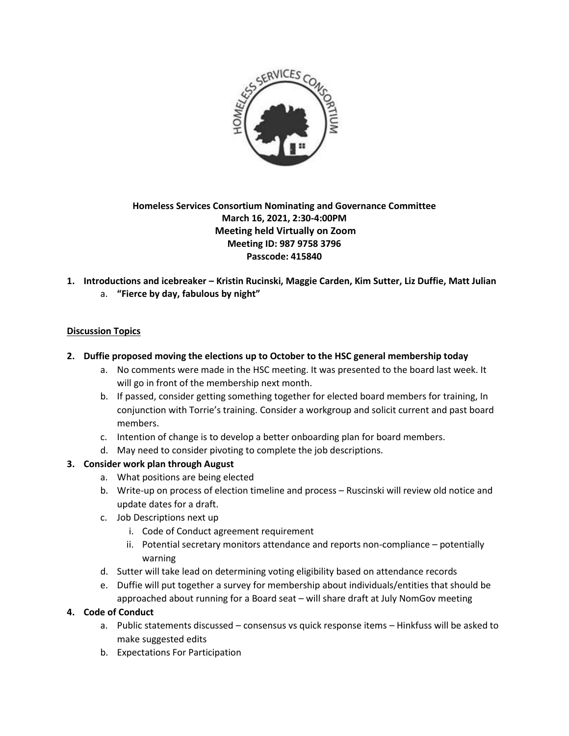**Homeless Services Consortium Nominating and Governance Committee**
**March 16, 2021, 2:30-4:00PM**
**Meeting held Virtually on Zoom**
**Meeting ID: 987 9758 3796**
**Passcode: 415840**

1. **Introductions and icebreaker – Kristin Rucinski, Maggie Carden, Kim Sutter, Liz Duffie, Matt Julian**
   a. **"Fierce by day, fabulous by night"**

**Discussion Topics**

2. **Duffie proposed moving the elections up to October to the HSC general membership today**
   a. No comments were made in the HSC meeting. It was presented to the board last week. It will go in front of the membership next month.
   b. If passed, consider getting something together for elected board members for training, In conjunction with Torrie's training. Consider a workgroup and solicit current and past board members.
   c. Intention of change is to develop a better onboarding plan for board members.
   d. May need to consider pivoting to complete the job descriptions.
3. **Consider work plan through August**
   a. What positions are being elected
   b. Write-up on process of election timeline and process – Ruscinski will review old notice and update dates for a draft.
   c. Job Descriptions next up
      i. Code of Conduct agreement requirement
      ii. Potential secretary monitors attendance and reports non-compliance – potentially warning
   d. Sutter will take lead on determining voting eligibility based on attendance records
   e. Duffie will put together a survey for membership about individuals/entities that should be approached about running for a Board seat – will share draft at July NomGov meeting
4. **Code of Conduct**
   a. Public statements discussed – consensus vs quick response items – Hinkfuss will be asked to make suggested edits
   b. Expectations For Participation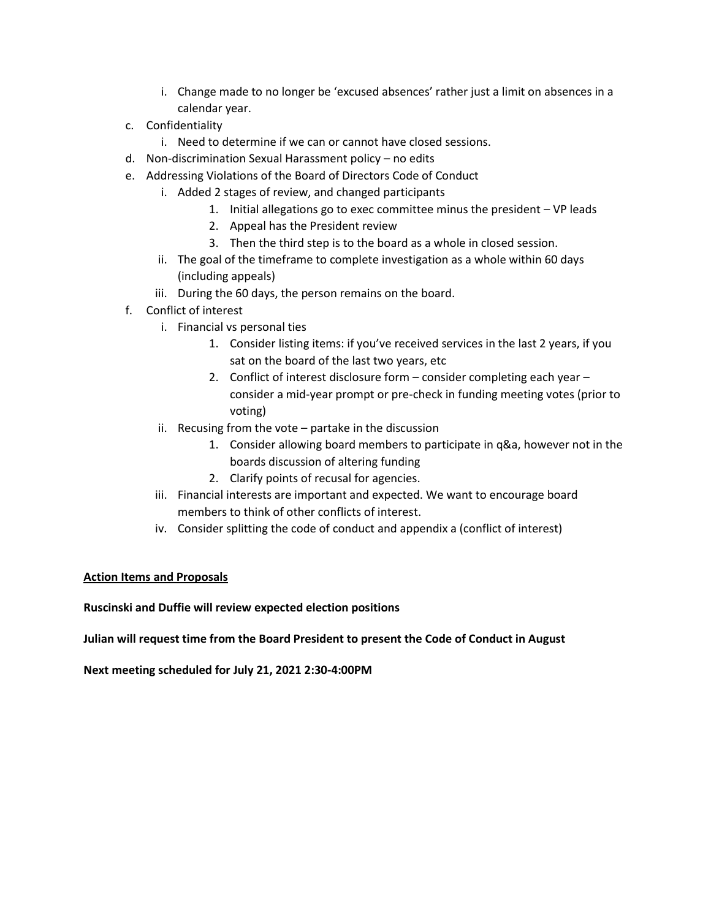- i. Change made to no longer be 'excused absences' rather just a limit on absences in a calendar year.
- c. Confidentiality
   - i. Need to determine if we can or cannot have closed sessions.
- d. Non-discrimination Sexual Harassment policy – no edits
- e. Addressing Violations of the Board of Directors Code of Conduct
   - i. Added 2 stages of review, and changed participants
      1. Initial allegations go to exec committee minus the president – VP leads
      2. Appeal has the President review
      3. Then the third step is to the board as a whole in closed session.
   - ii. The goal of the timeframe to complete investigation as a whole within 60 days (including appeals)
   - iii. During the 60 days, the person remains on the board.
- f. Conflict of interest
   - i. Financial vs personal ties
      1. Consider listing items: if you've received services in the last 2 years, if you sat on the board of the last two years, etc
      2. Conflict of interest disclosure form – consider completing each year – consider a mid-year prompt or pre-check in funding meeting votes (prior to voting)
   - ii. Recusing from the vote – partake in the discussion
      1. Consider allowing board members to participate in q&a, however not in the boards discussion of altering funding
      2. Clarify points of recusal for agencies.
   - iii. Financial interests are important and expected. We want to encourage board members to think of other conflicts of interest.
   - iv. Consider splitting the code of conduct and appendix a (conflict of interest)

**<u>Action Items and Proposals</u>**

**Ruscinski and Duffie will review expected election positions**

**Julian will request time from the Board President to present the Code of Conduct in August**

**Next meeting scheduled for July 21, 2021 2:30-4:00PM**